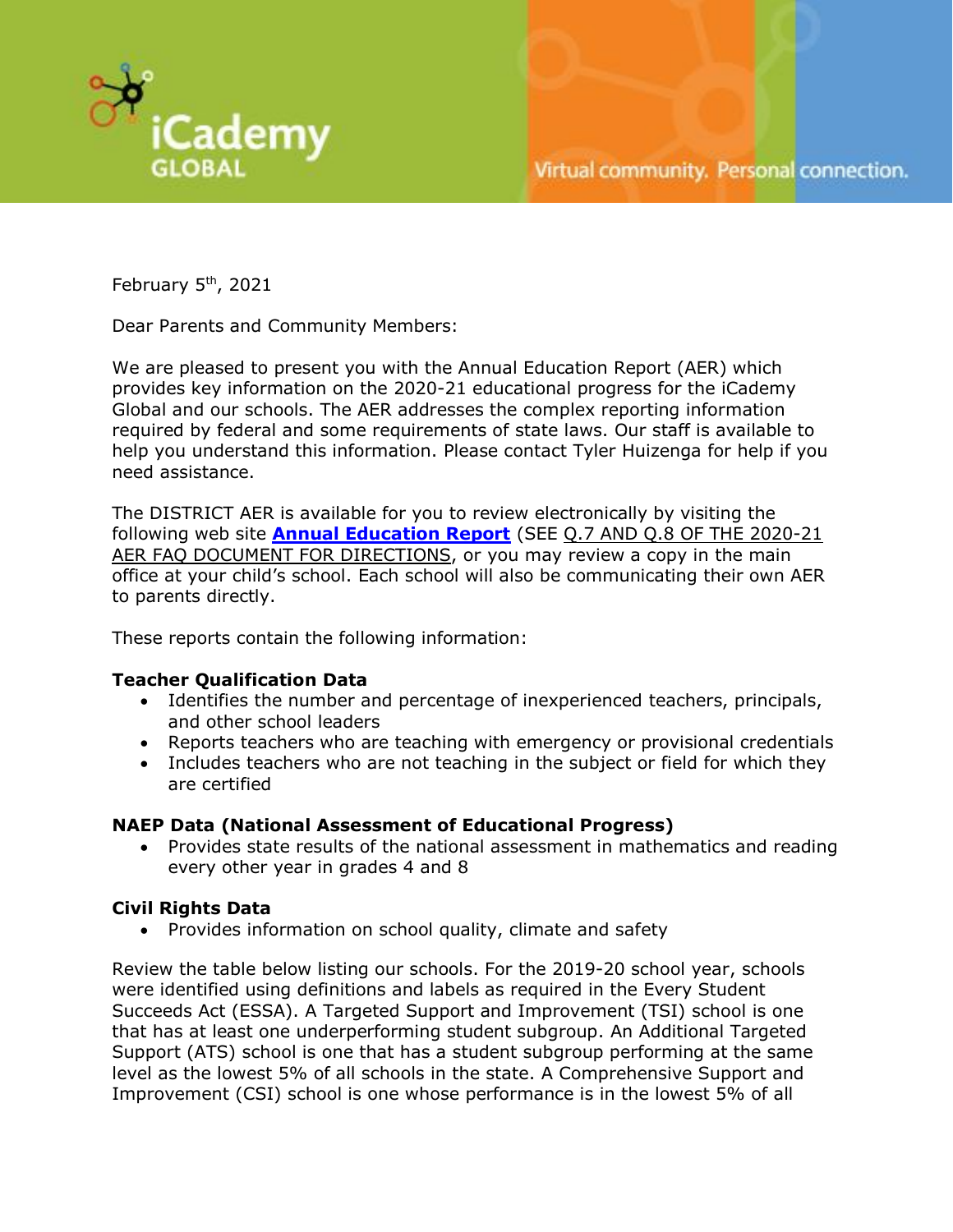iCademy GLOBAL

Virtual community. Personal connection.

February 5th, 2021

Dear Parents and Community Members:

We are pleased to present you with the Annual Education Report (AER) which provides key information on the 2020-21 educational progress for the iCademy Global and our schools. The AER addresses the complex reporting information required by federal and some requirements of state laws. Our staff is available to help you understand this information. Please contact Tyler Huizenga for help if you need assistance.

The DISTRICT AER is available for you to review electronically by visiting the following web site **Annual Education Report** (SEE Q.7 AND Q.8 OF THE 2020-21 AER FAQ DOCUMENT FOR DIRECTIONS, or you may review a copy in the main office at your child's school. Each school will also be communicating their own AER to parents directly.

These reports contain the following information:

**Teacher Qualification Data**

- Identifies the number and percentage of inexperienced teachers, principals, and other school leaders
- Reports teachers who are teaching with emergency or provisional credentials
- Includes teachers who are not teaching in the subject or field for which they are certified

**NAEP Data (National Assessment of Educational Progress)**

- Provides state results of the national assessment in mathematics and reading every other year in grades 4 and 8

**Civil Rights Data**

- Provides information on school quality, climate and safety

Review the table below listing our schools. For the 2019-20 school year, schools were identified using definitions and labels as required in the Every Student Succeeds Act (ESSA). A Targeted Support and Improvement (TSI) school is one that has at least one underperforming student subgroup. An Additional Targeted Support (ATS) school is one that has a student subgroup performing at the same level as the lowest 5% of all schools in the state. A Comprehensive Support and Improvement (CSI) school is one whose performance is in the lowest 5% of all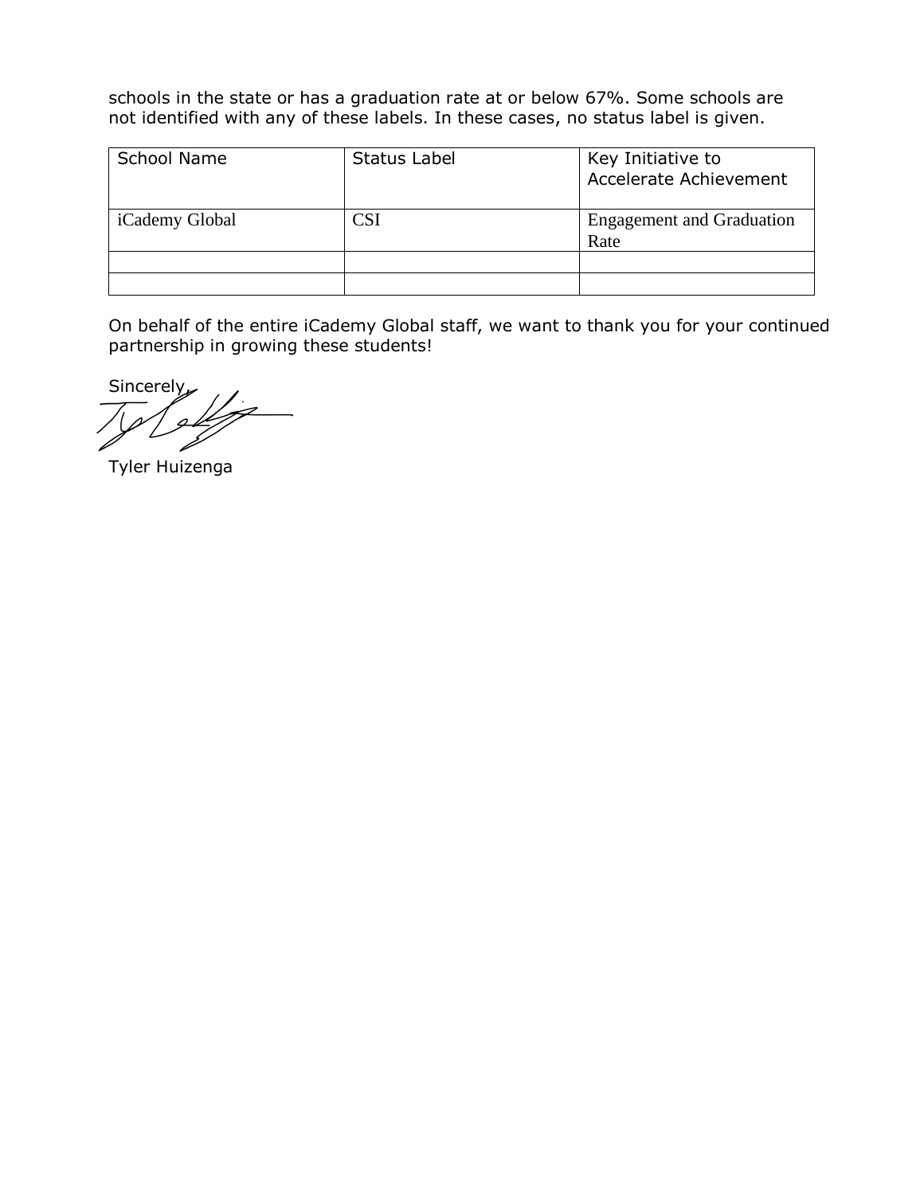schools in the state or has a graduation rate at or below 67%. Some schools are not identified with any of these labels. In these cases, no status label is given.

| School Name | Status Label | Key Initiative to Accelerate Achievement |
| --- | --- | --- |
| iCademy Global | CSI | Engagement and Graduation Rate |
| | | |
| | | |

On behalf of the entire iCademy Global staff, we want to thank you for your continued partnership in growing these students!

Sincerely,

Tyler Huizenga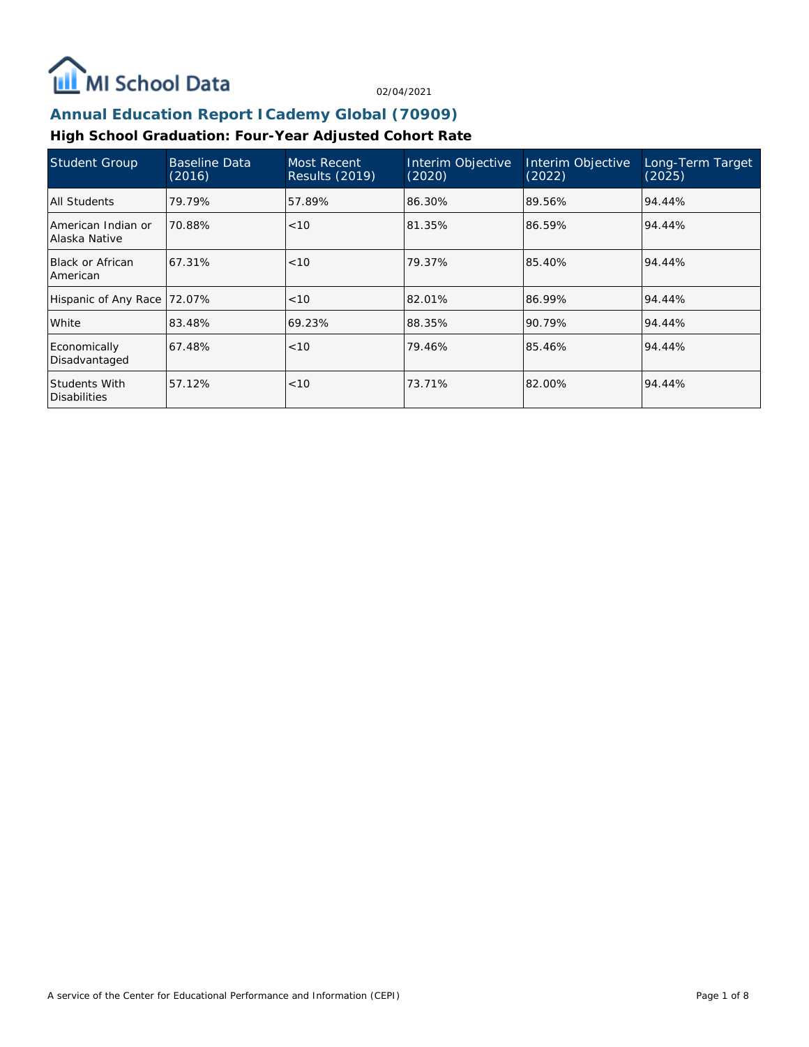# MI School Data

02/04/2021

## Annual Education Report ICademy Global (70909)

### High School Graduation: Four-Year Adjusted Cohort Rate

| Student Group | Baseline Data (2016) | Most Recent Results (2019) | Interim Objective (2020) | Interim Objective (2022) | Long-Term Target (2025) |
|---|---|---|---|---|---|
| All Students | 79.79% | 57.89% | 86.30% | 89.56% | 94.44% |
| American Indian or Alaska Native | 70.88% | <10 | 81.35% | 86.59% | 94.44% |
| Black or African American | 67.31% | <10 | 79.37% | 85.40% | 94.44% |
| Hispanic of Any Race | 72.07% | <10 | 82.01% | 86.99% | 94.44% |
| White | 83.48% | 69.23% | 88.35% | 90.79% | 94.44% |
| Economically Disadvantaged | 67.48% | <10 | 79.46% | 85.46% | 94.44% |
| Students With Disabilities | 57.12% | <10 | 73.71% | 82.00% | 94.44% |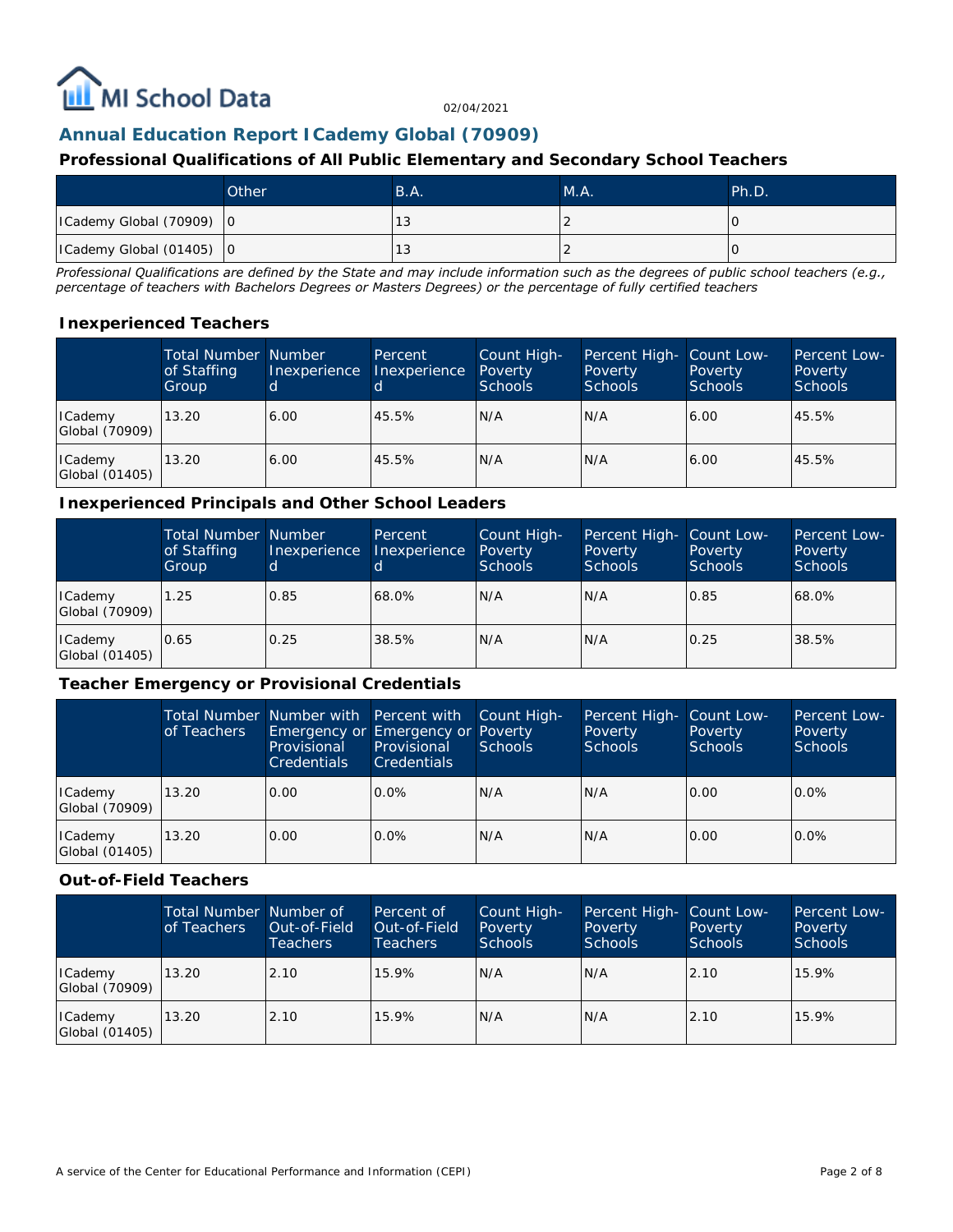## Annual Education Report ICademy Global (70909)

### Professional Qualifications of All Public Elementary and Secondary School Teachers

| | Other | B.A. | M.A. | Ph.D. |
|---|---|---|---|---|
| ICademy Global (70909) | 0 | 13 | 2 | 0 |
| ICademy Global (01405) | 0 | 13 | 2 | 0 |

*Professional Qualifications are defined by the State and may include information such as the degrees of public school teachers (e.g., percentage of teachers with Bachelors Degrees or Masters Degrees) or the percentage of fully certified teachers*

### Inexperienced Teachers

| | Total Number of Staffing Group | Number Inexperienced | Percent Inexperienced | Count High-Poverty Schools | Percent High-Poverty Schools | Count Low-Poverty Schools | Percent Low-Poverty Schools |
|---|---|---|---|---|---|---|---|
| ICademy Global (70909) | 13.20 | 6.00 | 45.5% | N/A | N/A | 6.00 | 45.5% |
| ICademy Global (01405) | 13.20 | 6.00 | 45.5% | N/A | N/A | 6.00 | 45.5% |

### Inexperienced Principals and Other School Leaders

| | Total Number of Staffing Group | Number Inexperienced | Percent Inexperienced | Count High-Poverty Schools | Percent High-Poverty Schools | Count Low-Poverty Schools | Percent Low-Poverty Schools |
|---|---|---|---|---|---|---|---|
| ICademy Global (70909) | 1.25 | 0.85 | 68.0% | N/A | N/A | 0.85 | 68.0% |
| ICademy Global (01405) | 0.65 | 0.25 | 38.5% | N/A | N/A | 0.25 | 38.5% |

### Teacher Emergency or Provisional Credentials

| | Total Number of Teachers | Number with Emergency or Provisional Credentials | Percent with Emergency or Provisional Credentials | Count High-Poverty Schools | Percent High-Poverty Schools | Count Low-Poverty Schools | Percent Low-Poverty Schools |
|---|---|---|---|---|---|---|---|
| ICademy Global (70909) | 13.20 | 0.00 | 0.0% | N/A | N/A | 0.00 | 0.0% |
| ICademy Global (01405) | 13.20 | 0.00 | 0.0% | N/A | N/A | 0.00 | 0.0% |

### Out-of-Field Teachers

| | Total Number of Teachers | Number of Out-of-Field Teachers | Percent of Out-of-Field Teachers | Count High-Poverty Schools | Percent High-Poverty Schools | Count Low-Poverty Schools | Percent Low-Poverty Schools |
|---|---|---|---|---|---|---|---|
| ICademy Global (70909) | 13.20 | 2.10 | 15.9% | N/A | N/A | 2.10 | 15.9% |
| ICademy Global (01405) | 13.20 | 2.10 | 15.9% | N/A | N/A | 2.10 | 15.9% |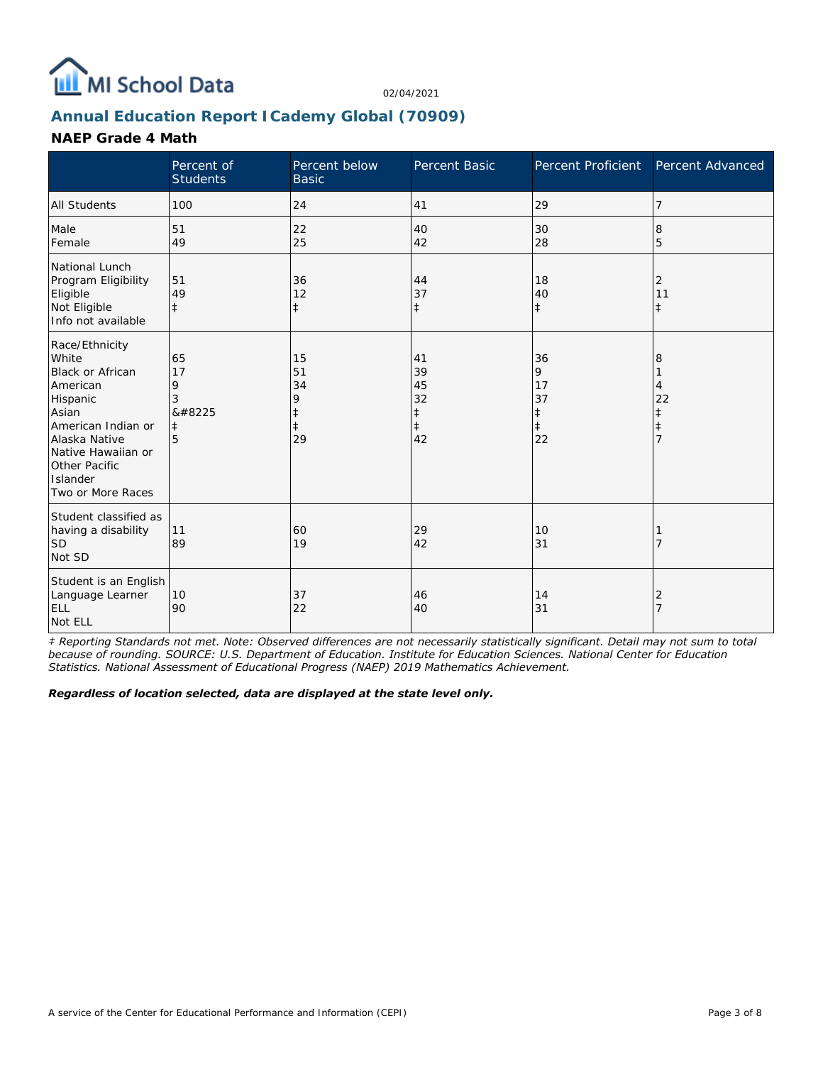# Annual Education Report ICademy Global (70909)

02/04/2021

## NAEP Grade 4 Math

| | Percent of Students | Percent below Basic | Percent Basic | Percent Proficient | Percent Advanced |
|---|---|---|---|---|---|
| All Students | 100 | 24 | 41 | 29 | 7 |
| Male | 51 | 22 | 40 | 30 | 8 |
| Female | 49 | 25 | 42 | 28 | 5 |
| National Lunch Program Eligibility | | | | | |
| Eligible | 51 | 36 | 44 | 18 | 2 |
| Not Eligible | 49 | 12 | 37 | 40 | 11 |
| Info not available | ‡ | ‡ | ‡ | ‡ | ‡ |
| Race/Ethnicity | | | | | |
| White | 65 | 15 | 41 | 36 | 8 |
| Black or African American | 17 | 51 | 39 | 9 | 1 |
| Hispanic | 9 | 34 | 45 | 17 | 4 |
| Asian | 3 | 9 | 32 | 37 | 22 |
| American Indian or Alaska Native | &#8225 | ‡ | ‡ | ‡ | ‡ |
| Native Hawaiian or Other Pacific Islander | ‡ | ‡ | ‡ | ‡ | ‡ |
| Two or More Races | 5 | 29 | 42 | 22 | 7 |
| Student classified as having a disability | | | | | |
| SD | 11 | 60 | 29 | 10 | 1 |
| Not SD | 89 | 19 | 42 | 31 | 7 |
| Student is an English Language Learner | | | | | |
| ELL | 10 | 37 | 46 | 14 | 2 |
| Not ELL | 90 | 22 | 40 | 31 | 7 |

*‡ Reporting Standards not met. Note: Observed differences are not necessarily statistically significant. Detail may not sum to total because of rounding. SOURCE: U.S. Department of Education. Institute for Education Sciences. National Center for Education Statistics. National Assessment of Educational Progress (NAEP) 2019 Mathematics Achievement.*

***Regardless of location selected, data are displayed at the state level only.***

A service of the Center for Educational Performance and Information (CEPI)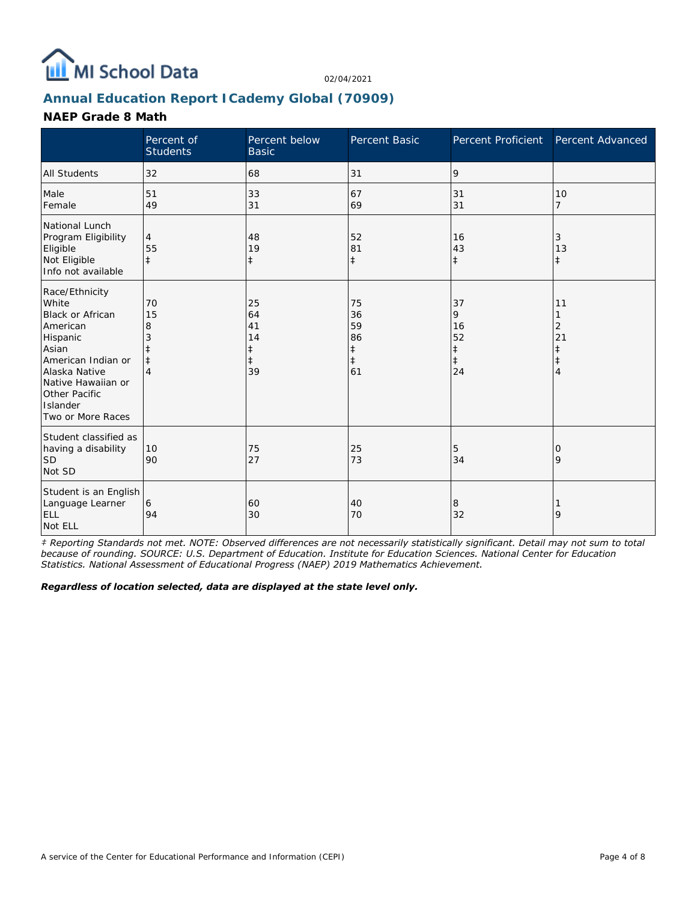MI School Data

02/04/2021

## Annual Education Report ICademy Global (70909)

### NAEP Grade 8 Math

| | Percent of Students | Percent below Basic | Percent Basic | Percent Proficient | Percent Advanced |
|---|---|---|---|---|---|
| All Students | 32 | 68 | 31 | 9 | |
| Male | 51 | 33 | 67 | 31 | 10 |
| Female | 49 | 31 | 69 | 31 | 7 |
| National Lunch Program Eligibility | | | | | |
| Eligible | 4 | 48 | 52 | 16 | 3 |
| Not Eligible | 55 | 19 | 81 | 43 | 13 |
| Info not available | ‡ | ‡ | ‡ | ‡ | ‡ |
| Race/Ethnicity | | | | | |
| White | 70 | 25 | 75 | 37 | 11 |
| Black or African American | 15 | 64 | 36 | 9 | 1 |
| Hispanic | 8 | 41 | 59 | 16 | 2 |
| Asian | 3 | 14 | 86 | 52 | 21 |
| American Indian or Alaska Native | ‡ | ‡ | ‡ | ‡ | ‡ |
| Native Hawaiian or Other Pacific Islander | ‡ | ‡ | ‡ | ‡ | ‡ |
| Two or More Races | 4 | 39 | 61 | 24 | 4 |
| Student classified as having a disability | | | | | |
| SD | 10 | 75 | 25 | 5 | 0 |
| Not SD | 90 | 27 | 73 | 34 | 9 |
| Student is an English Language Learner | | | | | |
| ELL | 6 | 60 | 40 | 8 | 1 |
| Not ELL | 94 | 30 | 70 | 32 | 9 |

*‡ Reporting Standards not met. NOTE: Observed differences are not necessarily statistically significant. Detail may not sum to total because of rounding. SOURCE: U.S. Department of Education. Institute for Education Sciences. National Center for Education Statistics. National Assessment of Educational Progress (NAEP) 2019 Mathematics Achievement.*

***Regardless of location selected, data are displayed at the state level only.***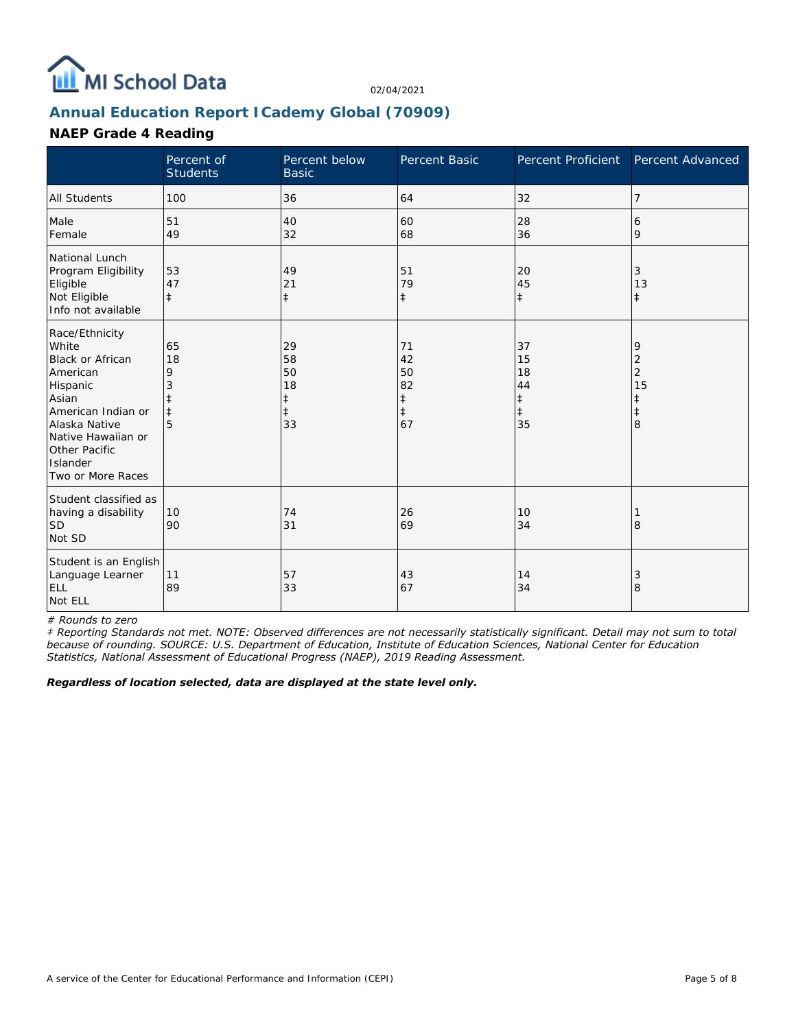# MI School Data

02/04/2021

## Annual Education Report ICademy Global (70909)

### NAEP Grade 4 Reading

| | Percent of Students | Percent below Basic | Percent Basic | Percent Proficient | Percent Advanced |
|---|---|---|---|---|---|
| All Students | 100 | 36 | 64 | 32 | 7 |
| Male | 51 | 40 | 60 | 28 | 6 |
| Female | 49 | 32 | 68 | 36 | 9 |
| National Lunch Program Eligibility | | | | | |
| Eligible | 53 | 49 | 51 | 20 | 3 |
| Not Eligible | 47 | 21 | 79 | 45 | 13 |
| Info not available | ‡ | ‡ | ‡ | ‡ | ‡ |
| Race/Ethnicity | | | | | |
| White | 65 | 29 | 71 | 37 | 9 |
| Black or African American | 18 | 58 | 42 | 15 | 2 |
| Hispanic | 9 | 50 | 50 | 18 | 2 |
| Asian | 3 | 18 | 82 | 44 | 15 |
| American Indian or Alaska Native | ‡ | ‡ | ‡ | ‡ | ‡ |
| Native Hawaiian or Other Pacific Islander | ‡ | ‡ | ‡ | ‡ | ‡ |
| Two or More Races | 5 | 33 | 67 | 35 | 8 |
| Student classified as having a disability | | | | | |
| SD | 10 | 74 | 26 | 10 | 1 |
| Not SD | 90 | 31 | 69 | 34 | 8 |
| Student is an English Language Learner | | | | | |
| ELL | 11 | 57 | 43 | 14 | 3 |
| Not ELL | 89 | 33 | 67 | 34 | 8 |

*# Rounds to zero*

*‡ Reporting Standards not met. NOTE: Observed differences are not necessarily statistically significant. Detail may not sum to total because of rounding. SOURCE: U.S. Department of Education, Institute of Education Sciences, National Center for Education Statistics, National Assessment of Educational Progress (NAEP), 2019 Reading Assessment.*

***Regardless of location selected, data are displayed at the state level only.***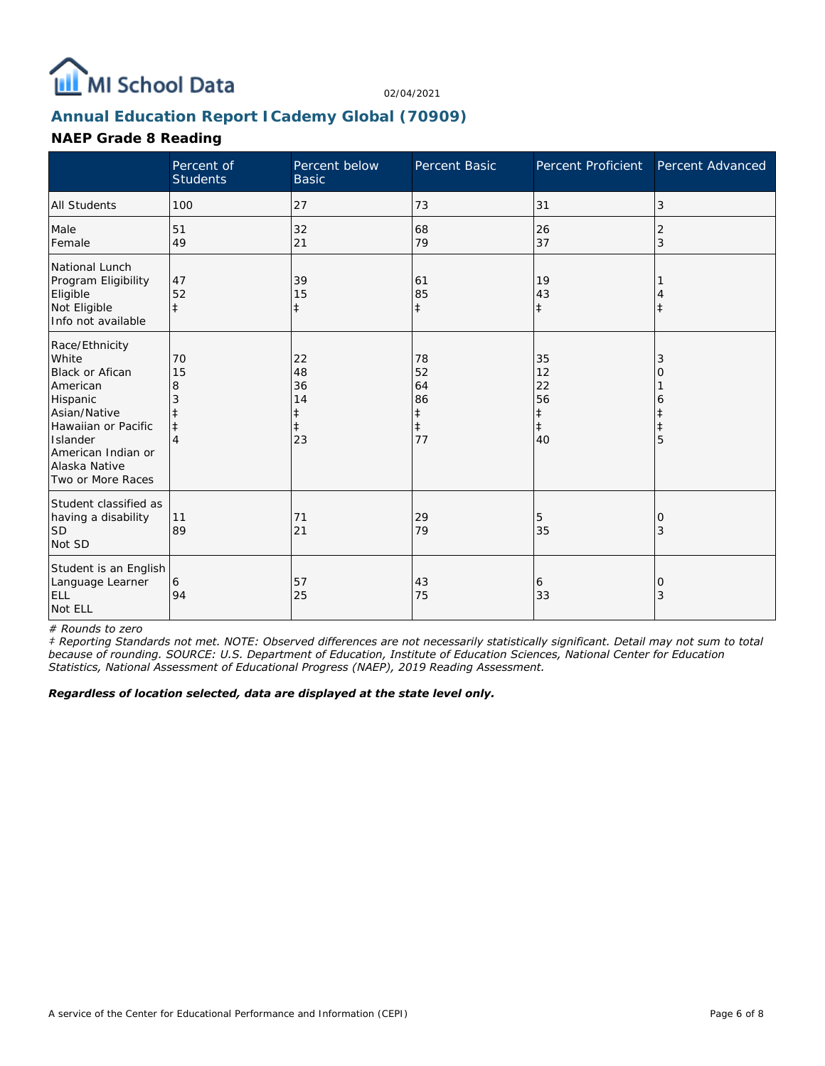# Annual Education Report I Cademy Global (70909)

02/04/2021

## NAEP Grade 8 Reading

| | Percent of Students | Percent below Basic | Percent Basic | Percent Proficient | Percent Advanced |
|---|---|---|---|---|---|
| All Students | 100 | 27 | 73 | 31 | 3 |
| Male | 51 | 32 | 68 | 26 | 2 |
| Female | 49 | 21 | 79 | 37 | 3 |
| National Lunch Program Eligibility | | | | | |
| Eligible | 47 | 39 | 61 | 19 | 1 |
| Not Eligible | 52 | 15 | 85 | 43 | 4 |
| Info not available | ‡ | ‡ | ‡ | ‡ | ‡ |
| Race/Ethnicity | | | | | |
| White | 70 | 22 | 78 | 35 | 3 |
| Black or Afican American | 15 | 48 | 52 | 12 | 0 |
| Hispanic | 8 | 36 | 64 | 22 | 1 |
| Asian/Native Hawaiian or Pacific Islander | 3 | 14 | 86 | 56 | 6 |
| American Indian or Alaska Native | ‡ | ‡ | ‡ | ‡ | ‡ |
| Two or More Races | ‡ | ‡ | ‡ | ‡ | ‡ |
| | 4 | 23 | 77 | 40 | 5 |
| Student classified as having a disability | | | | | |
| SD | 11 | 71 | 29 | 5 | 0 |
| Not SD | 89 | 21 | 79 | 35 | 3 |
| Student is an English Language Learner | | | | | |
| ELL | 6 | 57 | 43 | 6 | 0 |
| Not ELL | 94 | 25 | 75 | 33 | 3 |

*# Rounds to zero*

*‡ Reporting Standards not met. NOTE: Observed differences are not necessarily statistically significant. Detail may not sum to total because of rounding. SOURCE: U.S. Department of Education, Institute of Education Sciences, National Center for Education Statistics, National Assessment of Educational Progress (NAEP), 2019 Reading Assessment.*

***Regardless of location selected, data are displayed at the state level only.***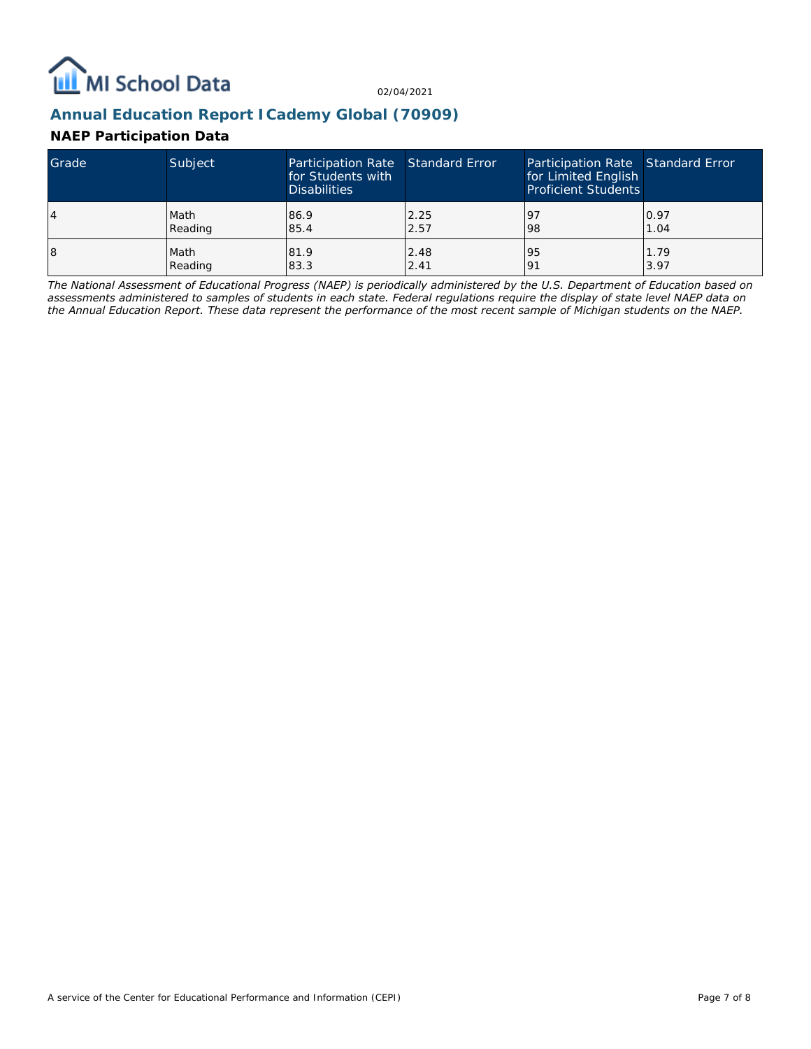## Annual Education Report ICademy Global (70909)

### NAEP Participation Data

| Grade | Subject | Participation Rate for Students with Disabilities | Standard Error | Participation Rate for Limited English Proficient Students | Standard Error |
|---|---|---|---|---|---|
| 4 | Math<br>Reading | 86.9<br>85.4 | 2.25<br>2.57 | 97<br>98 | 0.97<br>1.04 |
| 8 | Math<br>Reading | 81.9<br>83.3 | 2.48<br>2.41 | 95<br>91 | 1.79<br>3.97 |

*The National Assessment of Educational Progress (NAEP) is periodically administered by the U.S. Department of Education based on assessments administered to samples of students in each state. Federal regulations require the display of state level NAEP data on the Annual Education Report. These data represent the performance of the most recent sample of Michigan students on the NAEP.*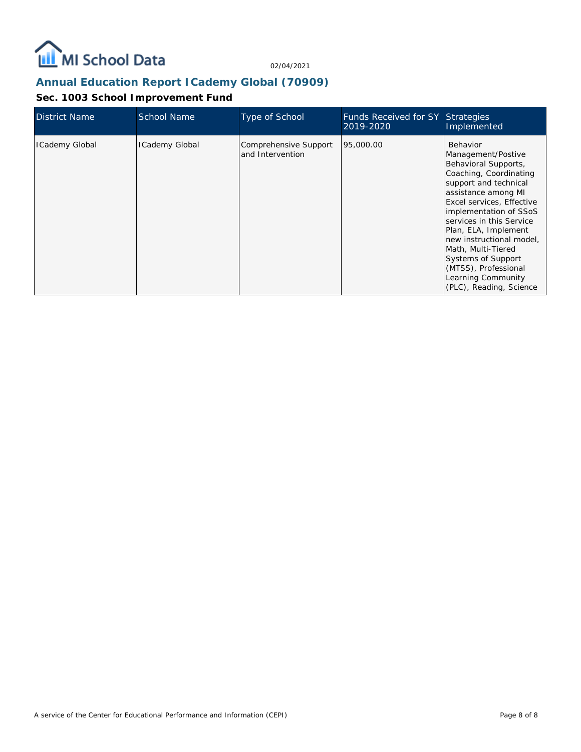## Annual Education Report ICademy Global (70909)

### Sec. 1003 School Improvement Fund

| District Name | School Name | Type of School | Funds Received for SY 2019-2020 | Strategies Implemented |
| --- | --- | --- | --- | --- |
| ICademy Global | ICademy Global | Comprehensive Support and Intervention | 95,000.00 | Behavior Management/Postive Behavioral Supports, Coaching, Coordinating support and technical assistance among MI Excel services, Effective implementation of SSoS services in this Service Plan, ELA, Implement new instructional model, Math, Multi-Tiered Systems of Support (MTSS), Professional Learning Community (PLC), Reading, Science |